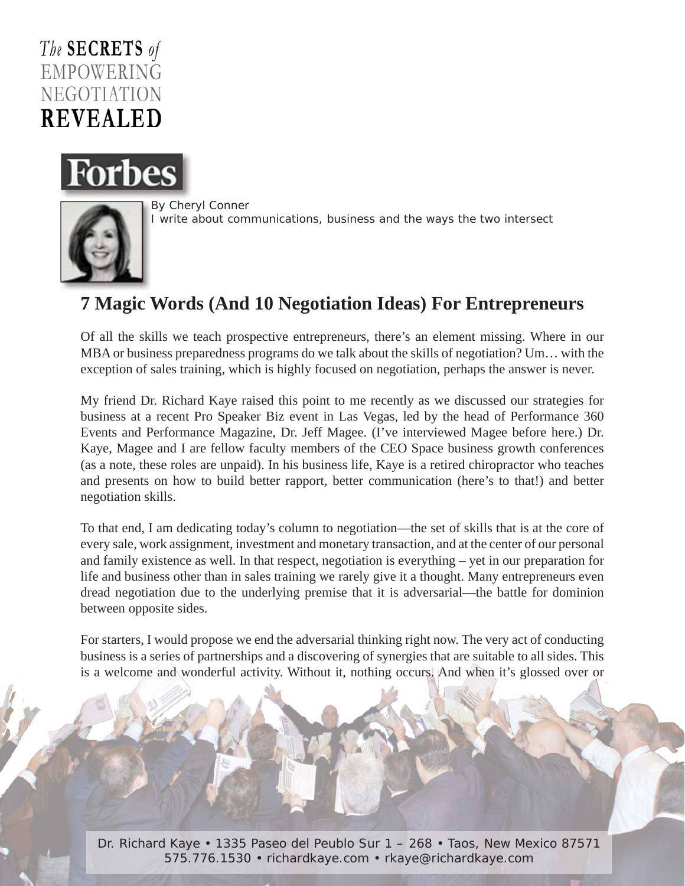*The* **SECRETS** *of* EMPOWERING NEGOTIATION **REVEALED**

**Forbes**

By Cheryl Conner
I write about communications, business and the ways the two intersect

## 7 Magic Words (And 10 Negotiation Ideas) For Entrepreneurs

Of all the skills we teach prospective entrepreneurs, there's an element missing. Where in our MBA or business preparedness programs do we talk about the skills of negotiation? Um… with the exception of sales training, which is highly focused on negotiation, perhaps the answer is never.

My friend Dr. Richard Kaye raised this point to me recently as we discussed our strategies for business at a recent Pro Speaker Biz event in Las Vegas, led by the head of Performance 360 Events and Performance Magazine, Dr. Jeff Magee. (I've interviewed Magee before here.) Dr. Kaye, Magee and I are fellow faculty members of the CEO Space business growth conferences (as a note, these roles are unpaid). In his business life, Kaye is a retired chiropractor who teaches and presents on how to build better rapport, better communication (here's to that!) and better negotiation skills.

To that end, I am dedicating today's column to negotiation—the set of skills that is at the core of every sale, work assignment, investment and monetary transaction, and at the center of our personal and family existence as well. In that respect, negotiation is everything – yet in our preparation for life and business other than in sales training we rarely give it a thought. Many entrepreneurs even dread negotiation due to the underlying premise that it is adversarial—the battle for dominion between opposite sides.

For starters, I would propose we end the adversarial thinking right now. The very act of conducting business is a series of partnerships and a discovering of synergies that are suitable to all sides. This is a welcome and wonderful activity. Without it, nothing occurs. And when it's glossed over or

Dr. Richard Kaye • 1335 Paseo del Peublo Sur 1 – 268 • Taos, New Mexico 87571
575.776.1530 • richardkaye.com • rkaye@richardkaye.com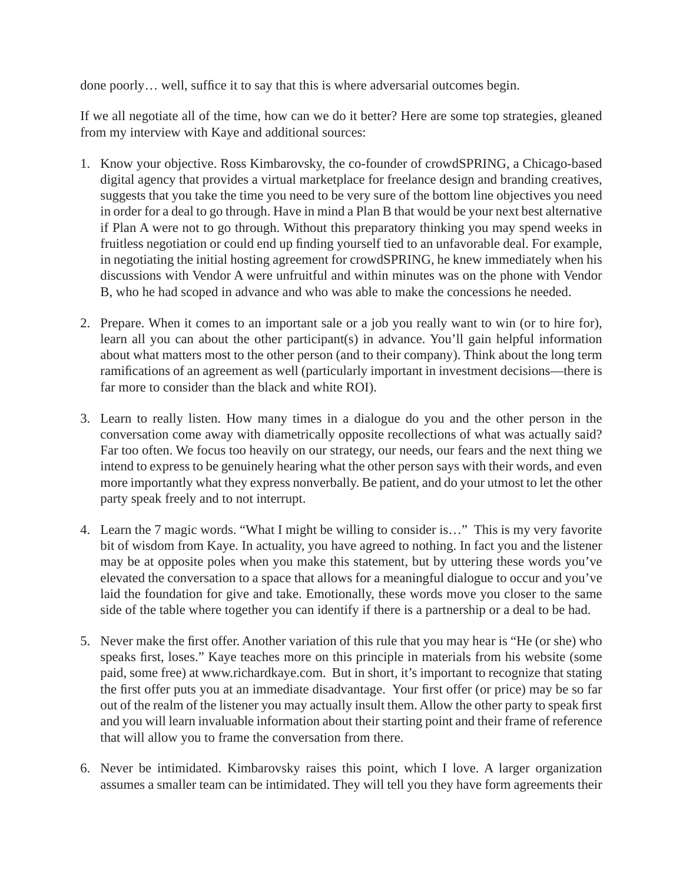done poorly… well, suffice it to say that this is where adversarial outcomes begin.

If we all negotiate all of the time, how can we do it better? Here are some top strategies, gleaned from my interview with Kaye and additional sources:

1. Know your objective. Ross Kimbarovsky, the co-founder of crowdSPRING, a Chicago-based digital agency that provides a virtual marketplace for freelance design and branding creatives, suggests that you take the time you need to be very sure of the bottom line objectives you need in order for a deal to go through. Have in mind a Plan B that would be your next best alternative if Plan A were not to go through. Without this preparatory thinking you may spend weeks in fruitless negotiation or could end up finding yourself tied to an unfavorable deal. For example, in negotiating the initial hosting agreement for crowdSPRING, he knew immediately when his discussions with Vendor A were unfruitful and within minutes was on the phone with Vendor B, who he had scoped in advance and who was able to make the concessions he needed.

2. Prepare. When it comes to an important sale or a job you really want to win (or to hire for), learn all you can about the other participant(s) in advance. You'll gain helpful information about what matters most to the other person (and to their company). Think about the long term ramifications of an agreement as well (particularly important in investment decisions—there is far more to consider than the black and white ROI).

3. Learn to really listen. How many times in a dialogue do you and the other person in the conversation come away with diametrically opposite recollections of what was actually said? Far too often. We focus too heavily on our strategy, our needs, our fears and the next thing we intend to express to be genuinely hearing what the other person says with their words, and even more importantly what they express nonverbally. Be patient, and do your utmost to let the other party speak freely and to not interrupt.

4. Learn the 7 magic words. "What I might be willing to consider is…" This is my very favorite bit of wisdom from Kaye. In actuality, you have agreed to nothing. In fact you and the listener may be at opposite poles when you make this statement, but by uttering these words you've elevated the conversation to a space that allows for a meaningful dialogue to occur and you've laid the foundation for give and take. Emotionally, these words move you closer to the same side of the table where together you can identify if there is a partnership or a deal to be had.

5. Never make the first offer. Another variation of this rule that you may hear is "He (or she) who speaks first, loses." Kaye teaches more on this principle in materials from his website (some paid, some free) at www.richardkaye.com. But in short, it's important to recognize that stating the first offer puts you at an immediate disadvantage. Your first offer (or price) may be so far out of the realm of the listener you may actually insult them. Allow the other party to speak first and you will learn invaluable information about their starting point and their frame of reference that will allow you to frame the conversation from there.

6. Never be intimidated. Kimbarovsky raises this point, which I love. A larger organization assumes a smaller team can be intimidated. They will tell you they have form agreements their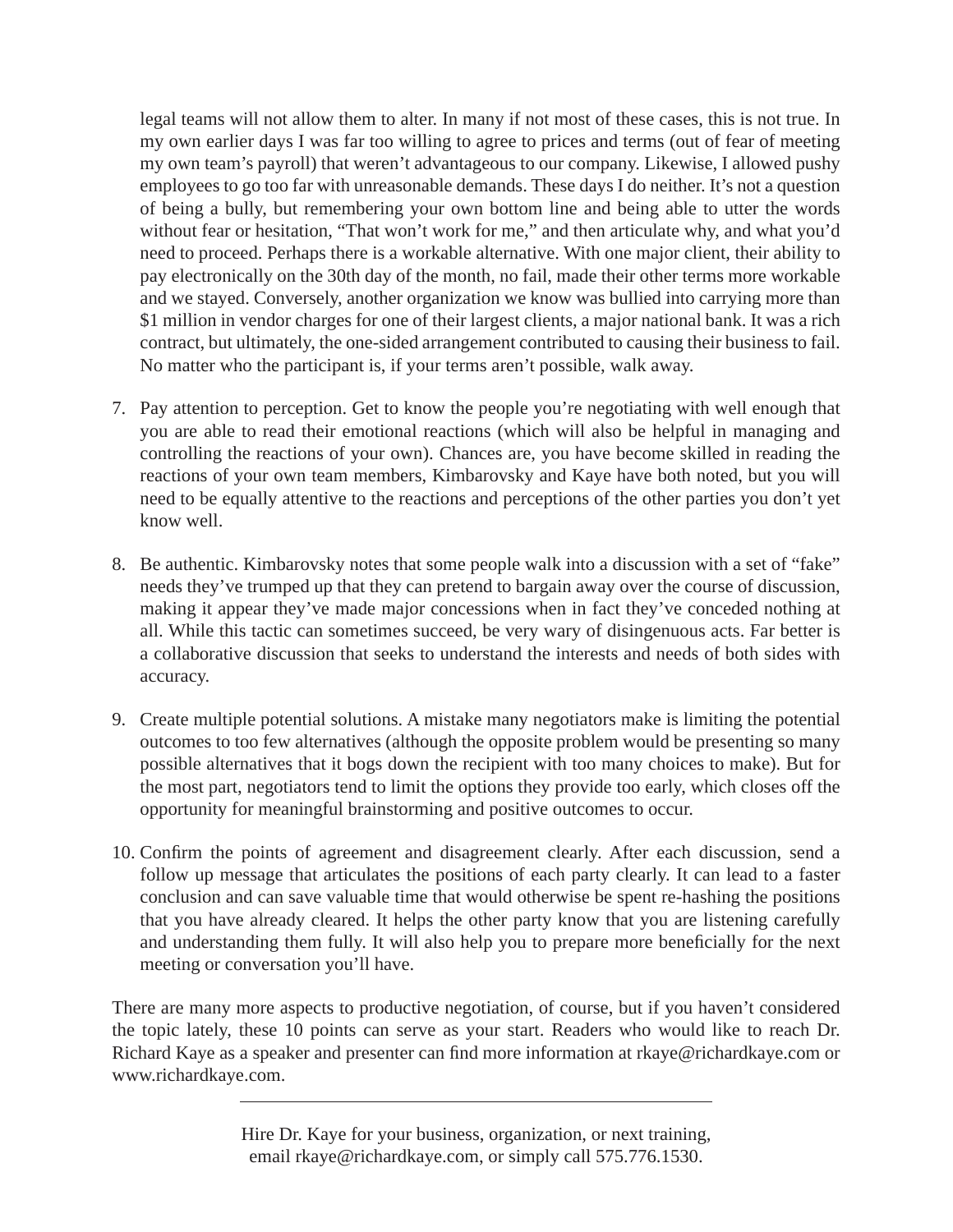legal teams will not allow them to alter. In many if not most of these cases, this is not true. In my own earlier days I was far too willing to agree to prices and terms (out of fear of meeting my own team's payroll) that weren't advantageous to our company. Likewise, I allowed pushy employees to go too far with unreasonable demands. These days I do neither. It's not a question of being a bully, but remembering your own bottom line and being able to utter the words without fear or hesitation, "That won't work for me," and then articulate why, and what you'd need to proceed. Perhaps there is a workable alternative. With one major client, their ability to pay electronically on the 30th day of the month, no fail, made their other terms more workable and we stayed. Conversely, another organization we know was bullied into carrying more than $1 million in vendor charges for one of their largest clients, a major national bank. It was a rich contract, but ultimately, the one-sided arrangement contributed to causing their business to fail. No matter who the participant is, if your terms aren't possible, walk away.

7. Pay attention to perception. Get to know the people you're negotiating with well enough that you are able to read their emotional reactions (which will also be helpful in managing and controlling the reactions of your own). Chances are, you have become skilled in reading the reactions of your own team members, Kimbarovsky and Kaye have both noted, but you will need to be equally attentive to the reactions and perceptions of the other parties you don't yet know well.

8. Be authentic. Kimbarovsky notes that some people walk into a discussion with a set of "fake" needs they've trumped up that they can pretend to bargain away over the course of discussion, making it appear they've made major concessions when in fact they've conceded nothing at all. While this tactic can sometimes succeed, be very wary of disingenuous acts. Far better is a collaborative discussion that seeks to understand the interests and needs of both sides with accuracy.

9. Create multiple potential solutions. A mistake many negotiators make is limiting the potential outcomes to too few alternatives (although the opposite problem would be presenting so many possible alternatives that it bogs down the recipient with too many choices to make). But for the most part, negotiators tend to limit the options they provide too early, which closes off the opportunity for meaningful brainstorming and positive outcomes to occur.

10. Confirm the points of agreement and disagreement clearly. After each discussion, send a follow up message that articulates the positions of each party clearly. It can lead to a faster conclusion and can save valuable time that would otherwise be spent re-hashing the positions that you have already cleared. It helps the other party know that you are listening carefully and understanding them fully. It will also help you to prepare more beneficially for the next meeting or conversation you'll have.

There are many more aspects to productive negotiation, of course, but if you haven't considered the topic lately, these 10 points can serve as your start. Readers who would like to reach Dr. Richard Kaye as a speaker and presenter can find more information at rkaye@richardkaye.com or www.richardkaye.com.

---

Hire Dr. Kaye for your business, organization, or next training, email rkaye@richardkaye.com, or simply call 575.776.1530.